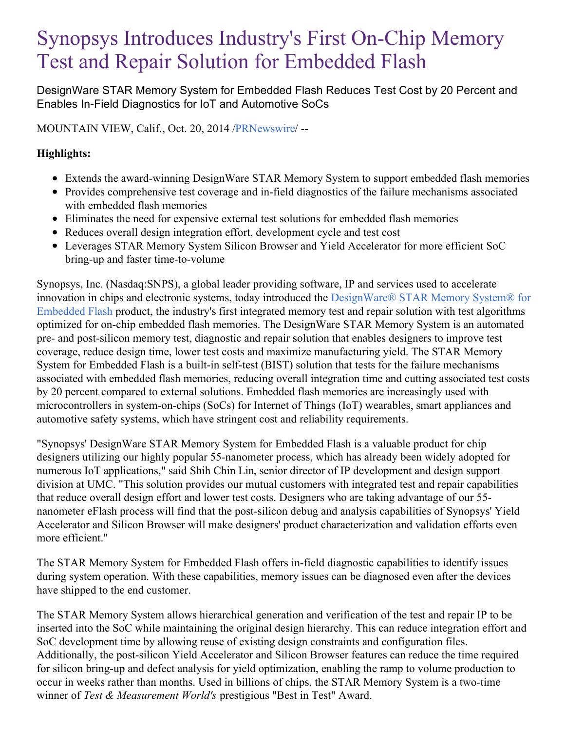# Synopsys Introduces Industry's First On-Chip Memory Test and Repair Solution for Embedded Flash

DesignWare STAR Memory System for Embedded Flash Reduces Test Cost by 20 Percent and Enables In-Field Diagnostics for IoT and Automotive SoCs

MOUNTAIN VIEW, Calif., Oct. 20, 2014 /PRNewswire/ --

**Highlights:**

- Extends the award-winning DesignWare STAR Memory System to support embedded flash memories
- Provides comprehensive test coverage and in-field diagnostics of the failure mechanisms associated with embedded flash memories
- Eliminates the need for expensive external test solutions for embedded flash memories
- Reduces overall design integration effort, development cycle and test cost
- Leverages STAR Memory System Silicon Browser and Yield Accelerator for more efficient SoC bring-up and faster time-to-volume

Synopsys, Inc. (Nasdaq:SNPS), a global leader providing software, IP and services used to accelerate innovation in chips and electronic systems, today introduced the DesignWare® STAR Memory System® for Embedded Flash product, the industry's first integrated memory test and repair solution with test algorithms optimized for on-chip embedded flash memories. The DesignWare STAR Memory System is an automated pre- and post-silicon memory test, diagnostic and repair solution that enables designers to improve test coverage, reduce design time, lower test costs and maximize manufacturing yield. The STAR Memory System for Embedded Flash is a built-in self-test (BIST) solution that tests for the failure mechanisms associated with embedded flash memories, reducing overall integration time and cutting associated test costs by 20 percent compared to external solutions. Embedded flash memories are increasingly used with microcontrollers in system-on-chips (SoCs) for Internet of Things (IoT) wearables, smart appliances and automotive safety systems, which have stringent cost and reliability requirements.

"Synopsys' DesignWare STAR Memory System for Embedded Flash is a valuable product for chip designers utilizing our highly popular 55-nanometer process, which has already been widely adopted for numerous IoT applications," said Shih Chin Lin, senior director of IP development and design support division at UMC. "This solution provides our mutual customers with integrated test and repair capabilities that reduce overall design effort and lower test costs. Designers who are taking advantage of our 55-nanometer eFlash process will find that the post-silicon debug and analysis capabilities of Synopsys' Yield Accelerator and Silicon Browser will make designers' product characterization and validation efforts even more efficient."

The STAR Memory System for Embedded Flash offers in-field diagnostic capabilities to identify issues during system operation. With these capabilities, memory issues can be diagnosed even after the devices have shipped to the end customer.

The STAR Memory System allows hierarchical generation and verification of the test and repair IP to be inserted into the SoC while maintaining the original design hierarchy. This can reduce integration effort and SoC development time by allowing reuse of existing design constraints and configuration files. Additionally, the post-silicon Yield Accelerator and Silicon Browser features can reduce the time required for silicon bring-up and defect analysis for yield optimization, enabling the ramp to volume production to occur in weeks rather than months. Used in billions of chips, the STAR Memory System is a two-time winner of *Test & Measurement World's* prestigious "Best in Test" Award.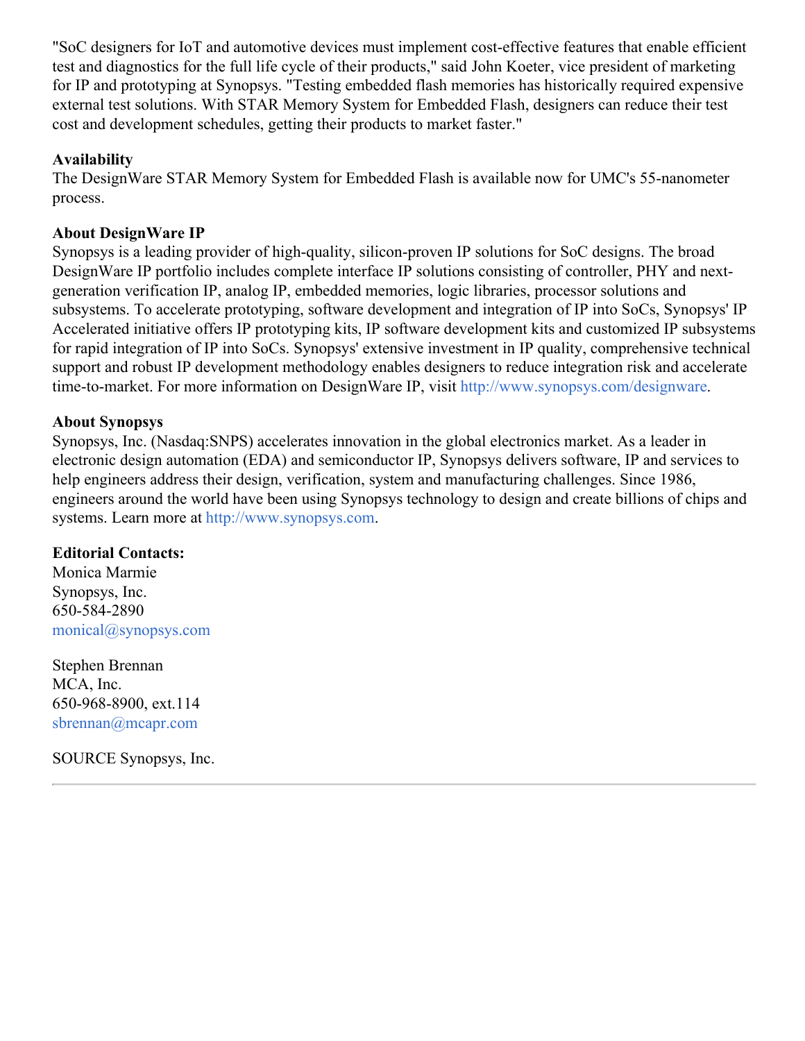"SoC designers for IoT and automotive devices must implement cost-effective features that enable efficient test and diagnostics for the full life cycle of their products," said John Koeter, vice president of marketing for IP and prototyping at Synopsys. "Testing embedded flash memories has historically required expensive external test solutions. With STAR Memory System for Embedded Flash, designers can reduce their test cost and development schedules, getting their products to market faster."

**Availability**
The DesignWare STAR Memory System for Embedded Flash is available now for UMC's 55-nanometer process.

**About DesignWare IP**
Synopsys is a leading provider of high-quality, silicon-proven IP solutions for SoC designs. The broad DesignWare IP portfolio includes complete interface IP solutions consisting of controller, PHY and next-generation verification IP, analog IP, embedded memories, logic libraries, processor solutions and subsystems. To accelerate prototyping, software development and integration of IP into SoCs, Synopsys' IP Accelerated initiative offers IP prototyping kits, IP software development kits and customized IP subsystems for rapid integration of IP into SoCs. Synopsys' extensive investment in IP quality, comprehensive technical support and robust IP development methodology enables designers to reduce integration risk and accelerate time-to-market. For more information on DesignWare IP, visit http://www.synopsys.com/designware.

**About Synopsys**
Synopsys, Inc. (Nasdaq:SNPS) accelerates innovation in the global electronics market. As a leader in electronic design automation (EDA) and semiconductor IP, Synopsys delivers software, IP and services to help engineers address their design, verification, system and manufacturing challenges. Since 1986, engineers around the world have been using Synopsys technology to design and create billions of chips and systems. Learn more at http://www.synopsys.com.

**Editorial Contacts:**
Monica Marmie
Synopsys, Inc.
650-584-2890
monical@synopsys.com

Stephen Brennan
MCA, Inc.
650-968-8900, ext.114
sbrennan@mcapr.com

SOURCE Synopsys, Inc.